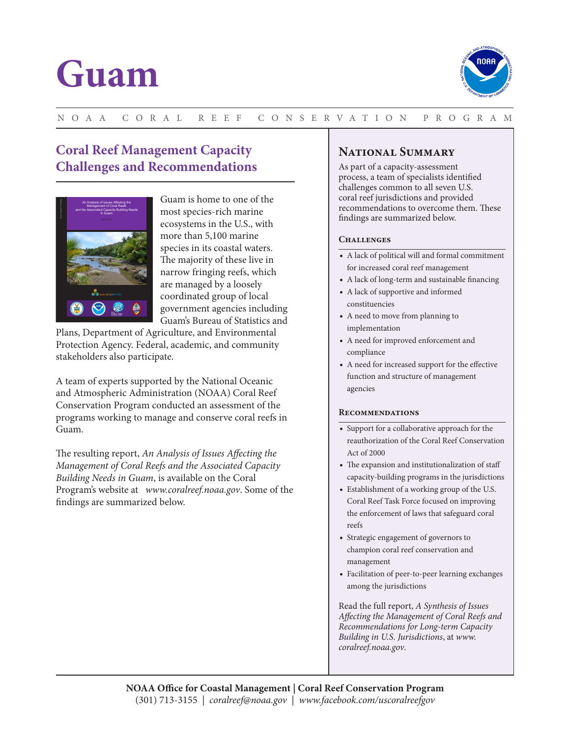# Guam

NOAA CORAL REEF CONSERVATION PROGRAM

## Coral Reef Management Capacity Challenges and Recommendations

Guam is home to one of the most species-rich marine ecosystems in the U.S., with more than 5,100 marine species in its coastal waters. The majority of these live in narrow fringing reefs, which are managed by a loosely coordinated group of local government agencies including Guam's Bureau of Statistics and Plans, Department of Agriculture, and Environmental Protection Agency. Federal, academic, and community stakeholders also participate.

A team of experts supported by the National Oceanic and Atmospheric Administration (NOAA) Coral Reef Conservation Program conducted an assessment of the programs working to manage and conserve coral reefs in Guam.

The resulting report, *An Analysis of Issues Affecting the Management of Coral Reefs and the Associated Capacity Building Needs in Guam*, is available on the Coral Program's website at *www.coralreef.noaa.gov*. Some of the findings are summarized below.

## National Summary

As part of a capacity-assessment process, a team of specialists identified challenges common to all seven U.S. coral reef jurisdictions and provided recommendations to overcome them. These findings are summarized below.

### Challenges

- A lack of political will and formal commitment for increased coral reef management
- A lack of long-term and sustainable financing
- A lack of supportive and informed constituencies
- A need to move from planning to implementation
- A need for improved enforcement and compliance
- A need for increased support for the effective function and structure of management agencies

### Recommendations

- Support for a collaborative approach for the reauthorization of the Coral Reef Conservation Act of 2000
- The expansion and institutionalization of staff capacity-building programs in the jurisdictions
- Establishment of a working group of the U.S. Coral Reef Task Force focused on improving the enforcement of laws that safeguard coral reefs
- Strategic engagement of governors to champion coral reef conservation and management
- Facilitation of peer-to-peer learning exchanges among the jurisdictions

Read the full report, *A Synthesis of Issues Affecting the Management of Coral Reefs and Recommendations for Long-term Capacity Building in U.S. Jurisdictions*, at *www.coralreef.noaa.gov*.

**NOAA Office for Coastal Management | Coral Reef Conservation Program**
(301) 713-3155 | *coralreef@noaa.gov* | *www.facebook.com/uscoralreefgov*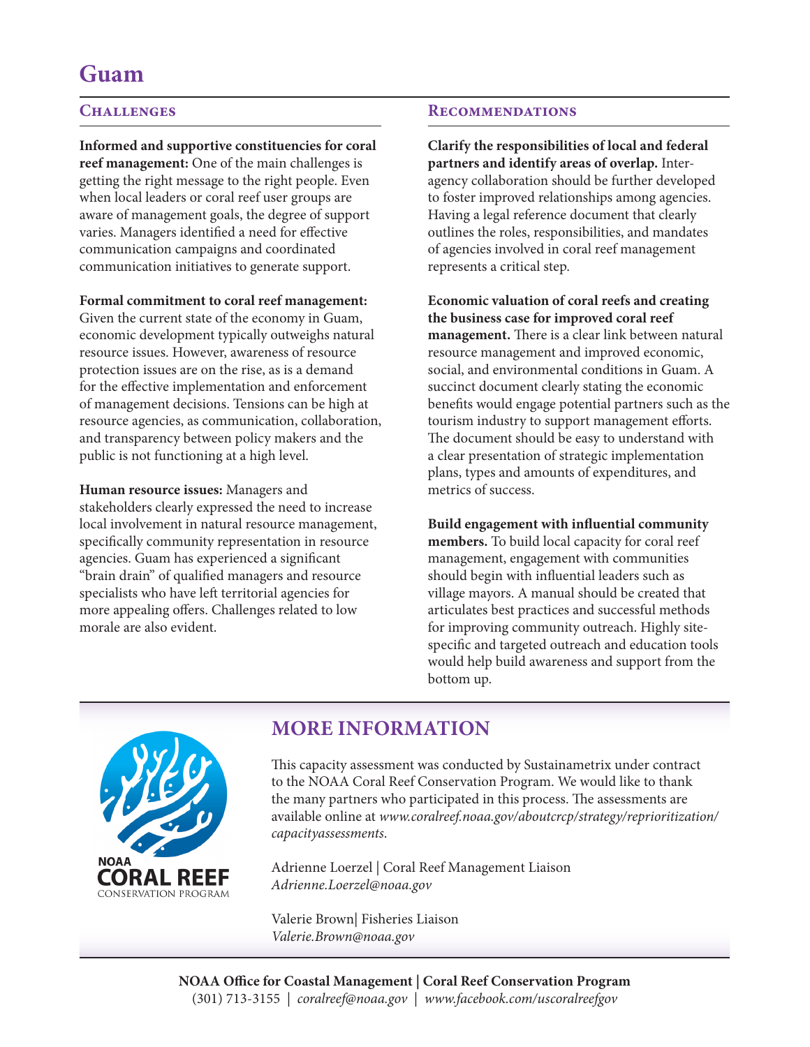# Guam

## Challenges

**Informed and supportive constituencies for coral reef management:** One of the main challenges is getting the right message to the right people. Even when local leaders or coral reef user groups are aware of management goals, the degree of support varies. Managers identified a need for effective communication campaigns and coordinated communication initiatives to generate support.

**Formal commitment to coral reef management:** Given the current state of the economy in Guam, economic development typically outweighs natural resource issues. However, awareness of resource protection issues are on the rise, as is a demand for the effective implementation and enforcement of management decisions. Tensions can be high at resource agencies, as communication, collaboration, and transparency between policy makers and the public is not functioning at a high level.

**Human resource issues:** Managers and stakeholders clearly expressed the need to increase local involvement in natural resource management, specifically community representation in resource agencies. Guam has experienced a significant "brain drain" of qualified managers and resource specialists who have left territorial agencies for more appealing offers. Challenges related to low morale are also evident.

## Recommendations

**Clarify the responsibilities of local and federal partners and identify areas of overlap.** Inter-agency collaboration should be further developed to foster improved relationships among agencies. Having a legal reference document that clearly outlines the roles, responsibilities, and mandates of agencies involved in coral reef management represents a critical step.

**Economic valuation of coral reefs and creating the business case for improved coral reef management.** There is a clear link between natural resource management and improved economic, social, and environmental conditions in Guam. A succinct document clearly stating the economic benefits would engage potential partners such as the tourism industry to support management efforts. The document should be easy to understand with a clear presentation of strategic implementation plans, types and amounts of expenditures, and metrics of success.

**Build engagement with influential community members.** To build local capacity for coral reef management, engagement with communities should begin with influential leaders such as village mayors. A manual should be created that articulates best practices and successful methods for improving community outreach. Highly site-specific and targeted outreach and education tools would help build awareness and support from the bottom up.

NOAA CORAL REEF CONSERVATION PROGRAM

## MORE INFORMATION

This capacity assessment was conducted by Sustainametrix under contract to the NOAA Coral Reef Conservation Program. We would like to thank the many partners who participated in this process. The assessments are available online at *www.coralreef.noaa.gov/aboutcrcp/strategy/reprioritization/capacityassessments*.

Adrienne Loerzel | Coral Reef Management Liaison
*Adrienne.Loerzel@noaa.gov*

Valerie Brown| Fisheries Liaison
*Valerie.Brown@noaa.gov*

**NOAA Office for Coastal Management | Coral Reef Conservation Program**
(301) 713-3155 | *coralreef@noaa.gov* | *www.facebook.com/uscoralreefgov*